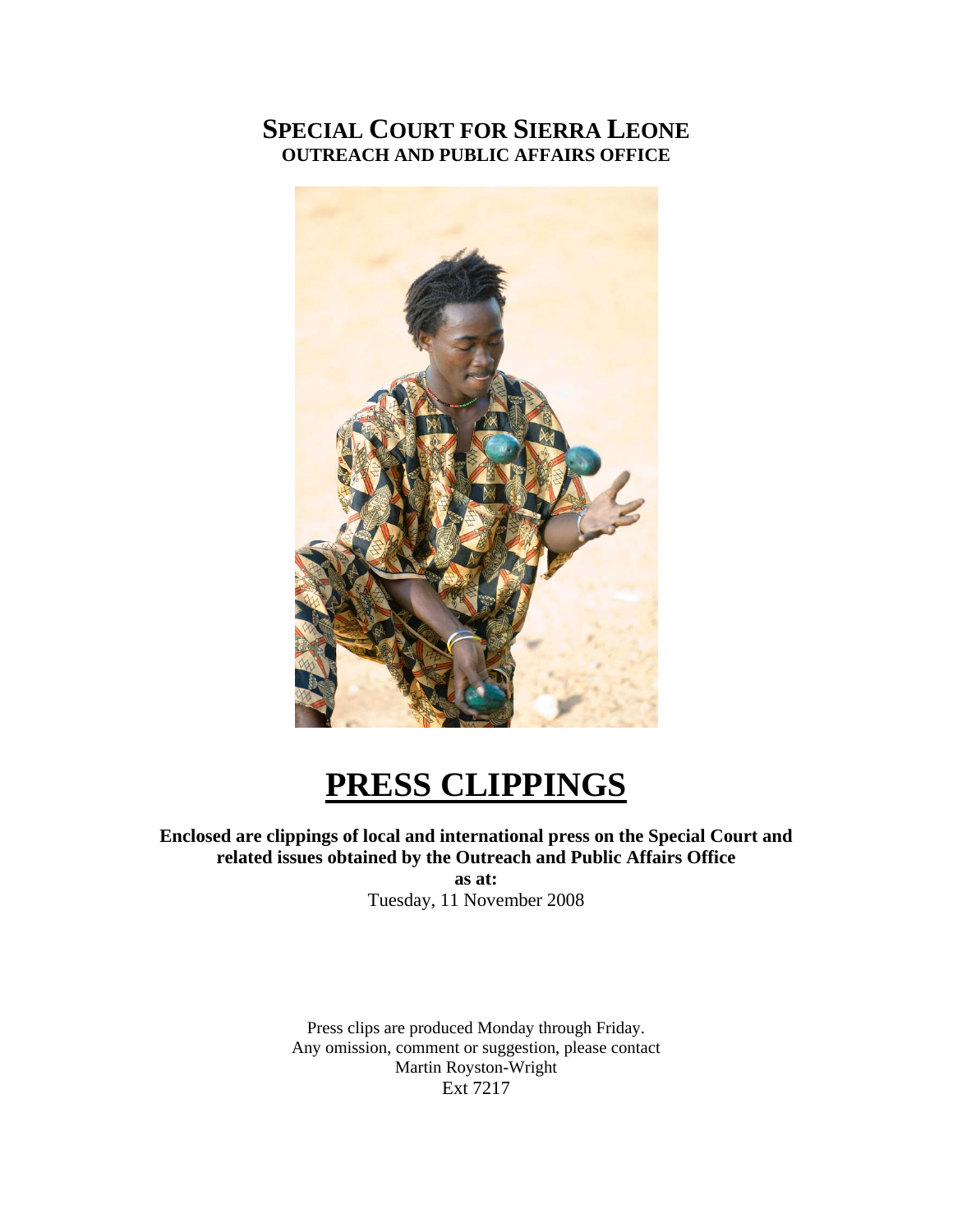# SPECIAL COURT FOR SIERRA LEONE

**OUTREACH AND PUBLIC AFFAIRS OFFICE**

# PRESS CLIPPINGS

**Enclosed are clippings of local and international press on the Special Court and related issues obtained by the Outreach and Public Affairs Office**

**as at:**

Tuesday, 11 November 2008

Press clips are produced Monday through Friday.
Any omission, comment or suggestion, please contact
Martin Royston-Wright
Ext 7217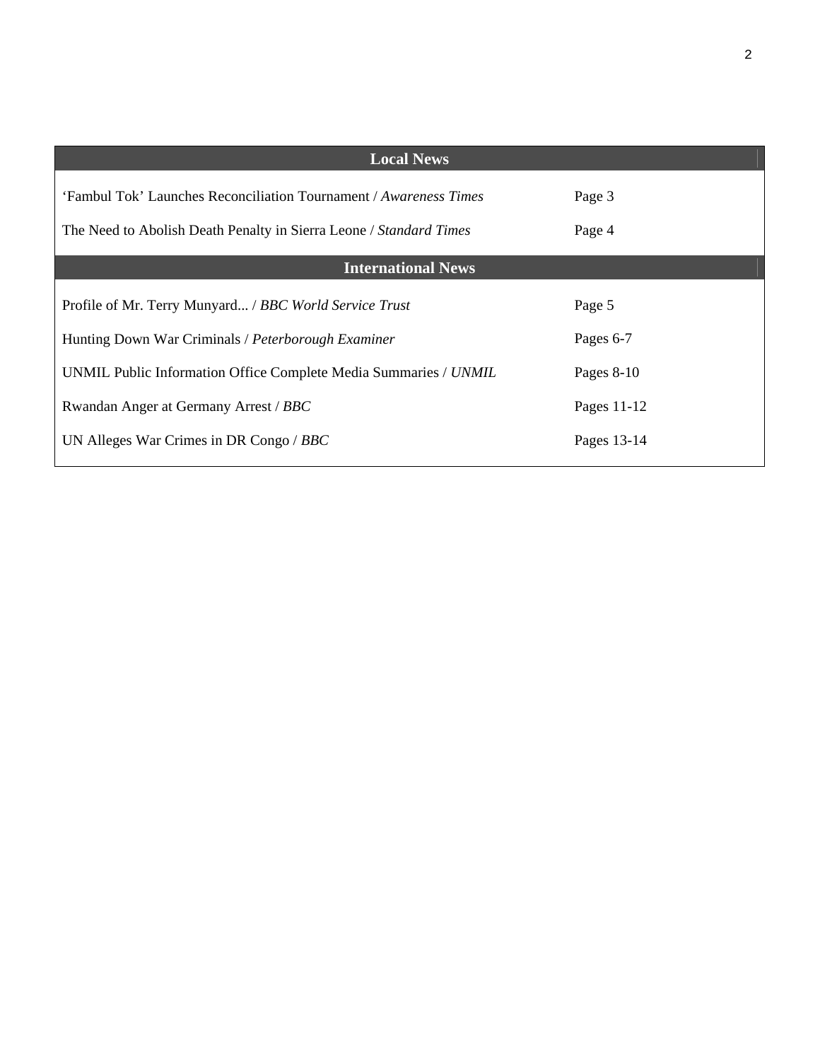| Local News | |
|---|---|
| 'Fambul Tok' Launches Reconciliation Tournament / *Awareness Times* | Page 3 |
| The Need to Abolish Death Penalty in Sierra Leone / *Standard Times* | Page 4 |
| **International News** | |
| Profile of Mr. Terry Munyard... / *BBC World Service Trust* | Page 5 |
| Hunting Down War Criminals / *Peterborough Examiner* | Pages 6-7 |
| UNMIL Public Information Office Complete Media Summaries / *UNMIL* | Pages 8-10 |
| Rwandan Anger at Germany Arrest / *BBC* | Pages 11-12 |
| UN Alleges War Crimes in DR Congo / *BBC* | Pages 13-14 |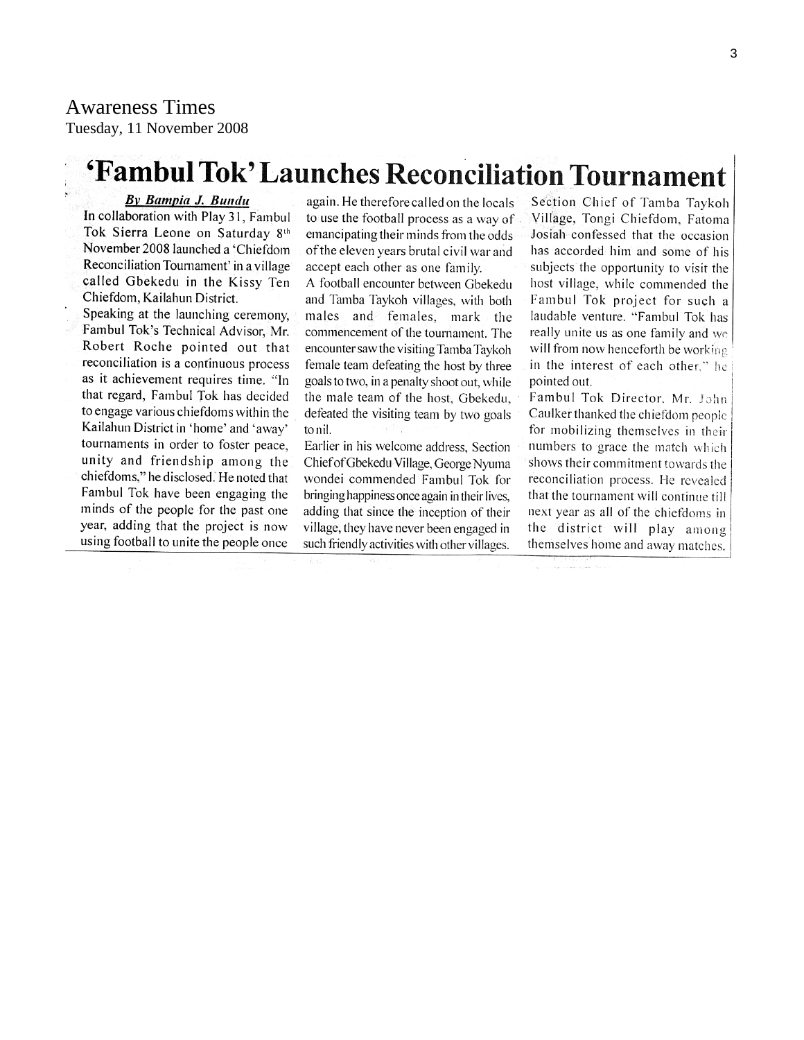Awareness Times
Tuesday, 11 November 2008

# 'Fambul Tok' Launches Reconciliation Tournament

***By Bampia J. Bundu***

In collaboration with Play 31, Fambul Tok Sierra Leone on Saturday 8th November 2008 launched a 'Chiefdom Reconciliation Tournament' in a village called Gbekedu in the Kissy Ten Chiefdom, Kailahun District.

Speaking at the launching ceremony, Fambul Tok's Technical Advisor, Mr. Robert Roche pointed out that reconciliation is a continuous process as it achievement requires time. "In that regard, Fambul Tok has decided to engage various chiefdoms within the Kailahun District in 'home' and 'away' tournaments in order to foster peace, unity and friendship among the chiefdoms," he disclosed. He noted that Fambul Tok have been engaging the minds of the people for the past one year, adding that the project is now using football to unite the people once again. He therefore called on the locals to use the football process as a way of emancipating their minds from the odds of the eleven years brutal civil war and accept each other as one family.

A football encounter between Gbekedu and Tamba Taykoh villages, with both males and females, mark the commencement of the tournament. The encounter saw the visiting Tamba Taykoh female team defeating the host by three goals to two, in a penalty shoot out, while the male team of the host, Gbekedu, defeated the visiting team by two goals to nil.

Earlier in his welcome address, Section Chief of Gbekedu Village, George Nyuma wondei commended Fambul Tok for bringing happiness once again in their lives, adding that since the inception of their village, they have never been engaged in such friendly activities with other villages.

Section Chief of Tamba Taykoh Village, Tongi Chiefdom, Fatoma Josiah confessed that the occasion has accorded him and some of his subjects the opportunity to visit the host village, while commended the Fambul Tok project for such a laudable venture. "Fambul Tok has really unite us as one family and we will from now henceforth be working in the interest of each other," he pointed out.

Fambul Tok Director, Mr. John Caulker thanked the chiefdom people for mobilizing themselves in their numbers to grace the match which shows their commitment towards the reconciliation process. He revealed that the tournament will continue till next year as all of the chiefdoms in the district will play among themselves home and away matches.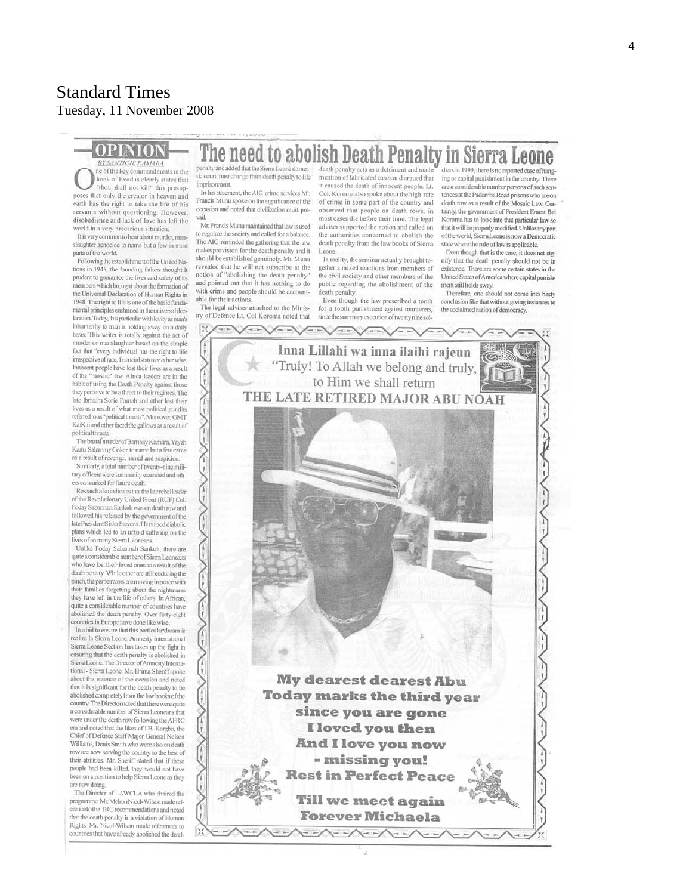# Standard Times

Tuesday, 11 November 2008

OPINION

*BY SANTIGIE KAMARA*

# The need to abolish Death Penalty in Sierra Leone

One of the key commandments in the book of Exodus clearly states that "thou shall not kill" this presupposes that only the creator in heaven and earth has the right to take the life of his servants without questioning. However, disobedience and lack of love has left the world in a very precarious situation.

It is very common to hear about murder, manslaughter genocide to name but a few in most parts of the world.

Following the establishment of the United Nations in 1945, the founding fathers thought it prudent to guarantee the lives and safety of its members which brought about the formation of the Universal Declaration of Human Rights in 1948. The right to life is one of the basic fundamental principles enshrined in the universal declaration. Today, this particular with levity as man's inhumanity to man is holding sway on a daily basis. This writer is totally against the act of murder or manslaughter based on the simple fact that "every individual has the right to life irrespective of race, financial status or other wise. Innocent people have lost their lives as a result of the "mosaic" law. Africa leaders are in the habit of using the Death Penalty against those they perceive to be a threat to their regimes. The late Ibrhaim Sorie Fomah and other lost their lives as a result of what most political pundits referred to as "political threats". Moreover, GMT KaiKai and other faced the gallows as a result of political threats.

The brutal murder of Bambay Kamara, Yayah Kanu Salammy Coker to name but a few came as a result of revenge, hatred and suspicion.

Similarly, a total number of twenty-nine military officers were summarily executed and others earmarked for future death.

Research also indicates that the late rebel leader of the Revolutionary United Front (RUF) Col. Foday Sabannah Sankoh was on death row and followed his released by the government of the late President Siaka Stevens. He nursed diabolic plans which led to an untold suffering on the lives of so many Sierra Leoneans.

Unlike Foday Sabannah Sankoh, there are quite a considerable number of Sierra Leoneans who have lost their loved ones as a result of the death penalty. While other are still enduring the pinch, the perpetrators are moving in peace with their families forgetting about the nightmares they have left in the life of others. In African, quite a considerable number of countries have abolished the death penalty. Over forty-eight countries in Europe have done like wise.

In a bid to ensure that this particular dream is realize in Sierra Leone, Amnesty International Sierra Leone Section has taken up the fight in ensuring that the death penalty is abolished in Sierra Leone. The Director of Amnesty International - Sierra Leone, Mr. Brima Sheriff spoke about the essence of the occasion and noted that it is significant for the death penalty to be abolished completely from the law books of the country. The Director noted that there were quite a considerable number of Sierra Leoneans that were under the death row following the AFRC era and noted that the likes of I.B. Kargbo, the Chief of Defence Staff Major General Nelson Williams, Denis Smith who were also on death row are now serving the country to the best of their abilities. Mr. Sheriff stated that if these people had been killed, they would not have been on a position to help Sierra Leone as they are now doing.

The Director of LAWCLA who chaired the programme, Mr. Melron Nicol-Wilson made reference to the TRC recommendations and noted that the death penalty is a violation of Human Rights. Mr. Nicol-Wilson made references to countries that have already abolished the death penalty and added that the Sierra Leone domestic court must change from death penalty to life imprisonment.

In his statement, the AIG crime services Mr. Francis Munu spoke on the significance of the occasion and noted that civilization must prevail.

Mr. Francis Munu maintained that law is used to regulate the society and called for a balance. The AIG reminded the gathering that the law makes provision for the death penalty and it should be established genuinely. Mr. Munu revealed that he will not subscribe to the notion of "abolishing the death penalty" and pointed out that it has nothing to do with crime and people should be accountable for their actions.

The legal adviser attached to the Ministry of Defence Lt. Col Koroma noted that death penalty acts as a detriment and made mention of fabricated cases and argued that it caused the death of innocent people. Lt. Col. Koroma also spoke about the high rate of crime in some part of the country and observed that people on death rows, in most cases die before their time. The legal adviser supported the notion and called on the authorities concerned to abolish the death penalty from the law books of Sierra Leone.

In reality, the seminar actually brought together a mixed reactions from members of the civil society and other members of the public regarding the abolishment of the death penalty.

Even though the law prescribed a tooth for a tooth punishment against murderers, since the summary execution of twenty nine soldiers in 1999, there is no reported case of hanging or capital punishment in the country. There are a considerable number persons of such sentences at the Pademba Road prisons who are on death row as a result of the Mosaic Law. Certainly, the government of President Ernest Bai Koroma has to look into that particular law so that it will be properly modified. Unlike any part of the world, Sierra Leone is now a Democratic state where the rule of law is applicable.

Even though that is the case, it does not signify that the death penalty should not be in existence. There are some certain states in the United States of America where capital punishment still holds sway.

Therefore, one should not come into hasty conclusion like that without giving instances to the acclaimed nation of democracy.

---

**Inna Lillahi wa inna ilaihi rajeun**

"Truly! To Allah we belong and truly, to Him we shall return

**THE LATE RETIRED MAJOR ABU NOAH**

**My dearest dearest Abu**
**Today marks the third year**
**since you are gone**
**I loved you then**
**And I love you now**
**- missing you!**
**Rest in Perfect Peace**

**Till we meet again**
**Forever Michaela**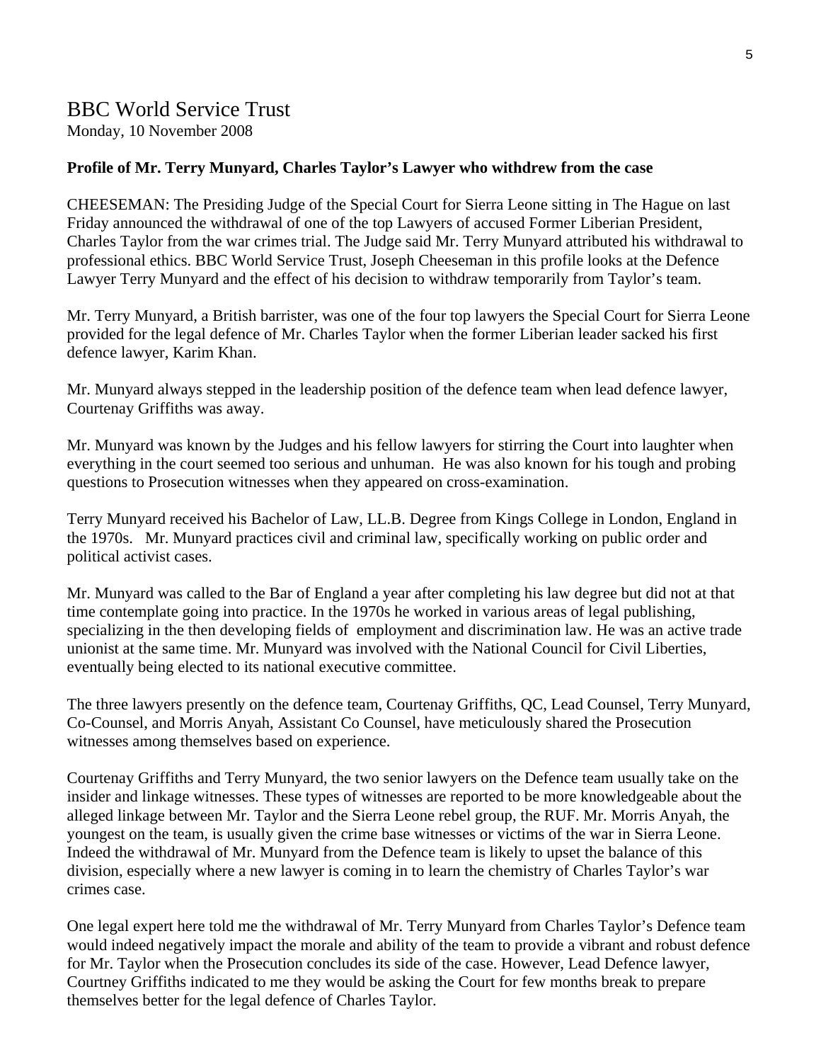# BBC World Service Trust

Monday, 10 November 2008

**Profile of Mr. Terry Munyard, Charles Taylor's Lawyer who withdrew from the case**

CHEESEMAN: The Presiding Judge of the Special Court for Sierra Leone sitting in The Hague on last Friday announced the withdrawal of one of the top Lawyers of accused Former Liberian President, Charles Taylor from the war crimes trial. The Judge said Mr. Terry Munyard attributed his withdrawal to professional ethics. BBC World Service Trust, Joseph Cheeseman in this profile looks at the Defence Lawyer Terry Munyard and the effect of his decision to withdraw temporarily from Taylor's team.

Mr. Terry Munyard, a British barrister, was one of the four top lawyers the Special Court for Sierra Leone provided for the legal defence of Mr. Charles Taylor when the former Liberian leader sacked his first defence lawyer, Karim Khan.

Mr. Munyard always stepped in the leadership position of the defence team when lead defence lawyer, Courtenay Griffiths was away.

Mr. Munyard was known by the Judges and his fellow lawyers for stirring the Court into laughter when everything in the court seemed too serious and unhuman. He was also known for his tough and probing questions to Prosecution witnesses when they appeared on cross-examination.

Terry Munyard received his Bachelor of Law, LL.B. Degree from Kings College in London, England in the 1970s. Mr. Munyard practices civil and criminal law, specifically working on public order and political activist cases.

Mr. Munyard was called to the Bar of England a year after completing his law degree but did not at that time contemplate going into practice. In the 1970s he worked in various areas of legal publishing, specializing in the then developing fields of employment and discrimination law. He was an active trade unionist at the same time. Mr. Munyard was involved with the National Council for Civil Liberties, eventually being elected to its national executive committee.

The three lawyers presently on the defence team, Courtenay Griffiths, QC, Lead Counsel, Terry Munyard, Co-Counsel, and Morris Anyah, Assistant Co Counsel, have meticulously shared the Prosecution witnesses among themselves based on experience.

Courtenay Griffiths and Terry Munyard, the two senior lawyers on the Defence team usually take on the insider and linkage witnesses. These types of witnesses are reported to be more knowledgeable about the alleged linkage between Mr. Taylor and the Sierra Leone rebel group, the RUF. Mr. Morris Anyah, the youngest on the team, is usually given the crime base witnesses or victims of the war in Sierra Leone. Indeed the withdrawal of Mr. Munyard from the Defence team is likely to upset the balance of this division, especially where a new lawyer is coming in to learn the chemistry of Charles Taylor's war crimes case.

One legal expert here told me the withdrawal of Mr. Terry Munyard from Charles Taylor's Defence team would indeed negatively impact the morale and ability of the team to provide a vibrant and robust defence for Mr. Taylor when the Prosecution concludes its side of the case. However, Lead Defence lawyer, Courtney Griffiths indicated to me they would be asking the Court for few months break to prepare themselves better for the legal defence of Charles Taylor.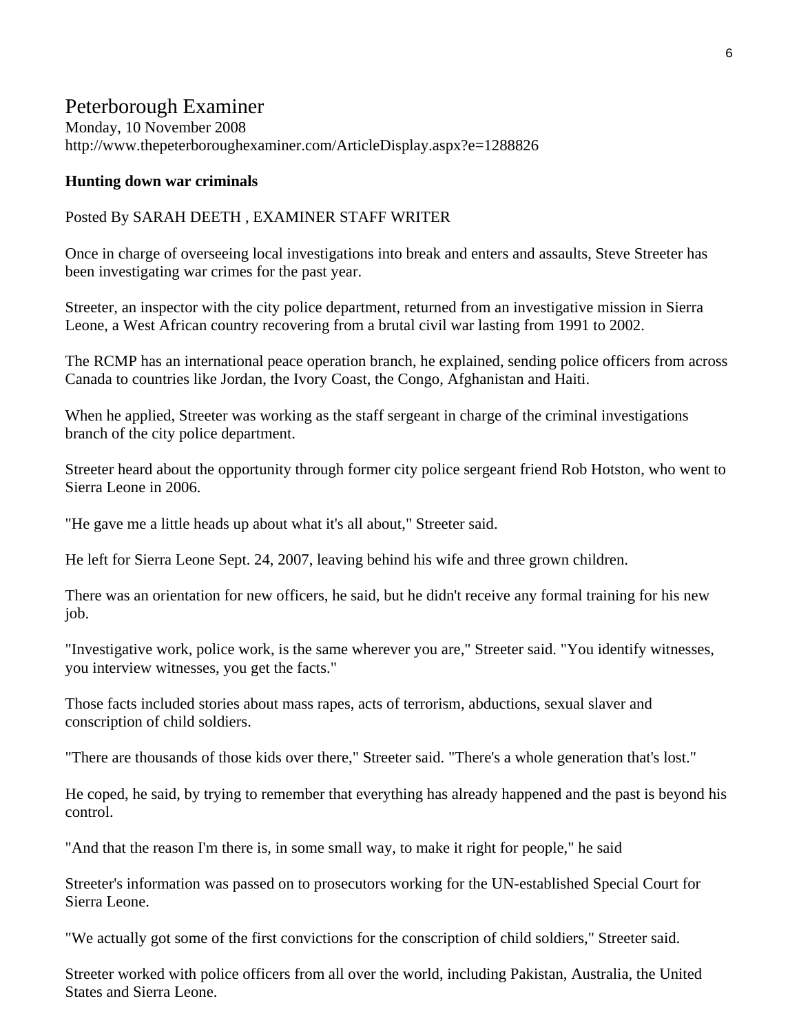# Peterborough Examiner

Monday, 10 November 2008
http://www.thepeterboroughexaminer.com/ArticleDisplay.aspx?e=1288826

**Hunting down war criminals**

Posted By SARAH DEETH , EXAMINER STAFF WRITER

Once in charge of overseeing local investigations into break and enters and assaults, Steve Streeter has been investigating war crimes for the past year.

Streeter, an inspector with the city police department, returned from an investigative mission in Sierra Leone, a West African country recovering from a brutal civil war lasting from 1991 to 2002.

The RCMP has an international peace operation branch, he explained, sending police officers from across Canada to countries like Jordan, the Ivory Coast, the Congo, Afghanistan and Haiti.

When he applied, Streeter was working as the staff sergeant in charge of the criminal investigations branch of the city police department.

Streeter heard about the opportunity through former city police sergeant friend Rob Hotston, who went to Sierra Leone in 2006.

"He gave me a little heads up about what it's all about," Streeter said.

He left for Sierra Leone Sept. 24, 2007, leaving behind his wife and three grown children.

There was an orientation for new officers, he said, but he didn't receive any formal training for his new job.

"Investigative work, police work, is the same wherever you are," Streeter said. "You identify witnesses, you interview witnesses, you get the facts."

Those facts included stories about mass rapes, acts of terrorism, abductions, sexual slaver and conscription of child soldiers.

"There are thousands of those kids over there," Streeter said. "There's a whole generation that's lost."

He coped, he said, by trying to remember that everything has already happened and the past is beyond his control.

"And that the reason I'm there is, in some small way, to make it right for people," he said

Streeter's information was passed on to prosecutors working for the UN-established Special Court for Sierra Leone.

"We actually got some of the first convictions for the conscription of child soldiers," Streeter said.

Streeter worked with police officers from all over the world, including Pakistan, Australia, the United States and Sierra Leone.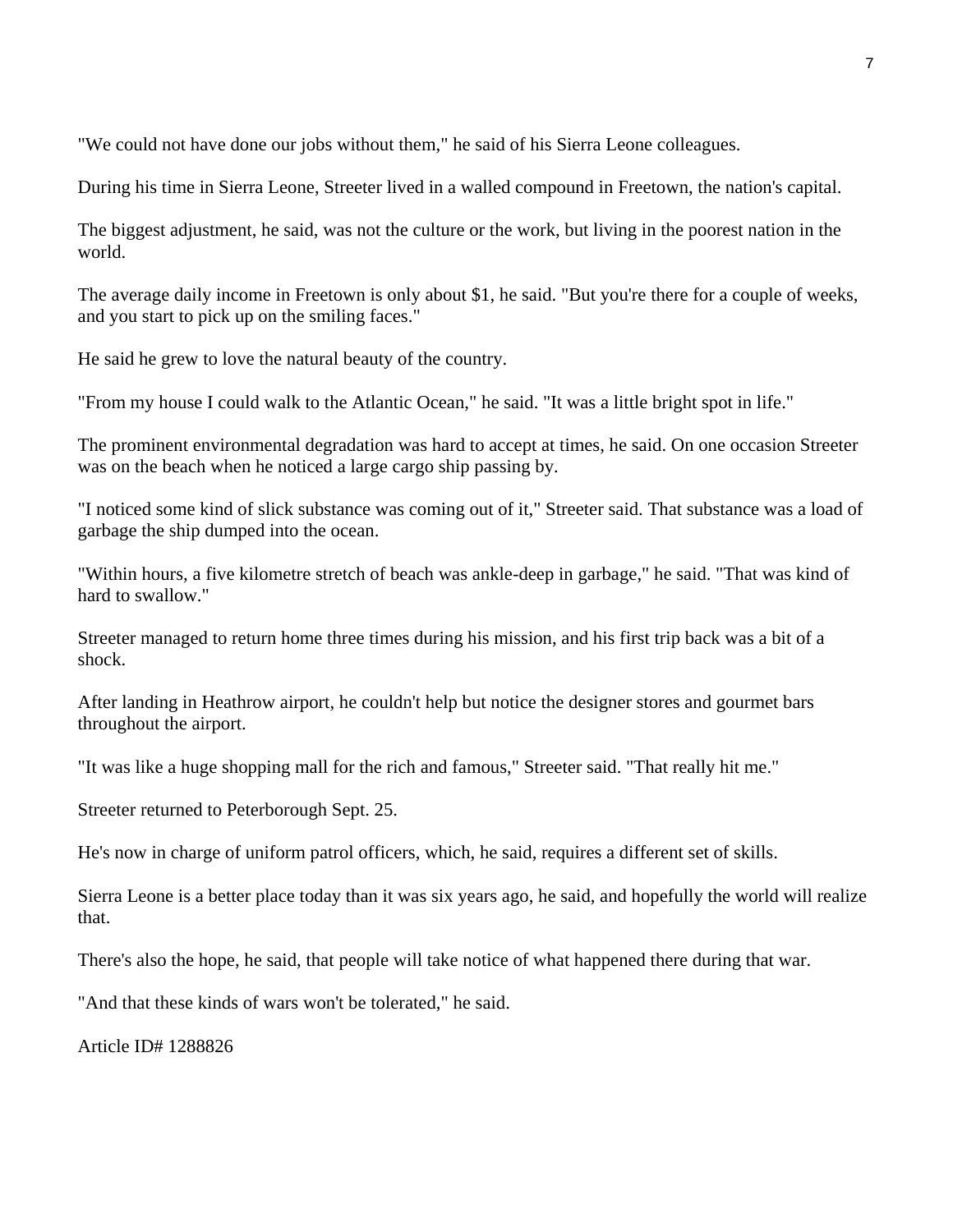"We could not have done our jobs without them," he said of his Sierra Leone colleagues.

During his time in Sierra Leone, Streeter lived in a walled compound in Freetown, the nation's capital.

The biggest adjustment, he said, was not the culture or the work, but living in the poorest nation in the world.

The average daily income in Freetown is only about $1, he said. "But you're there for a couple of weeks, and you start to pick up on the smiling faces."

He said he grew to love the natural beauty of the country.

"From my house I could walk to the Atlantic Ocean," he said. "It was a little bright spot in life."

The prominent environmental degradation was hard to accept at times, he said. On one occasion Streeter was on the beach when he noticed a large cargo ship passing by.

"I noticed some kind of slick substance was coming out of it," Streeter said. That substance was a load of garbage the ship dumped into the ocean.

"Within hours, a five kilometre stretch of beach was ankle-deep in garbage," he said. "That was kind of hard to swallow."

Streeter managed to return home three times during his mission, and his first trip back was a bit of a shock.

After landing in Heathrow airport, he couldn't help but notice the designer stores and gourmet bars throughout the airport.

"It was like a huge shopping mall for the rich and famous," Streeter said. "That really hit me."

Streeter returned to Peterborough Sept. 25.

He's now in charge of uniform patrol officers, which, he said, requires a different set of skills.

Sierra Leone is a better place today than it was six years ago, he said, and hopefully the world will realize that.

There's also the hope, he said, that people will take notice of what happened there during that war.

"And that these kinds of wars won't be tolerated," he said.

Article ID# 1288826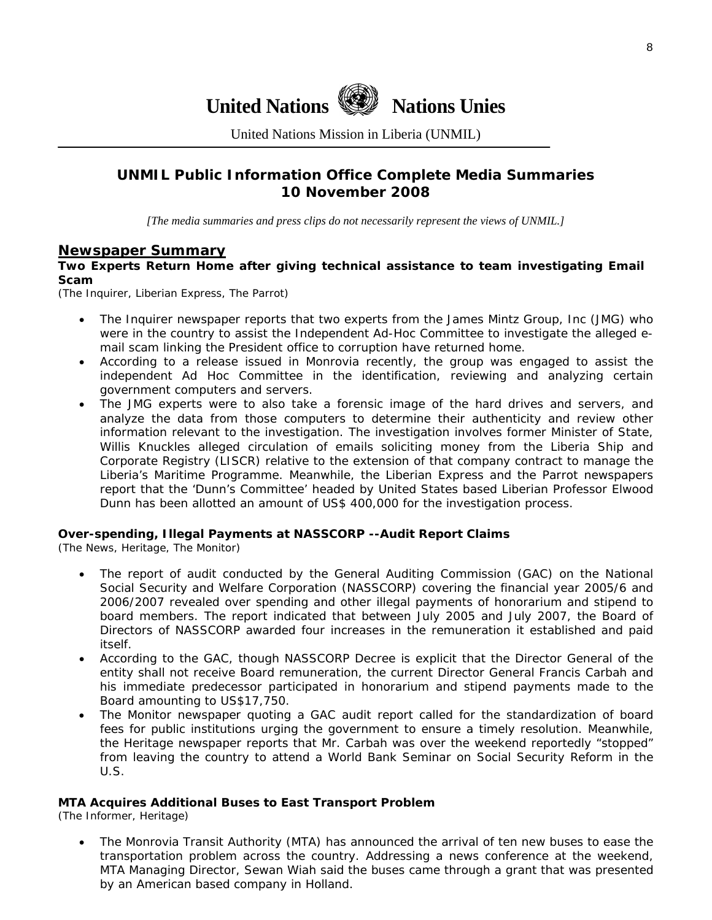**United Nations** **Nations Unies**

United Nations Mission in Liberia (UNMIL)

## UNMIL Public Information Office Complete Media Summaries 10 November 2008

*[The media summaries and press clips do not necessarily represent the views of UNMIL.]*

## Newspaper Summary

### Two Experts Return Home after giving technical assistance to team investigating Email Scam

(The Inquirer, Liberian Express, The Parrot)

- The Inquirer newspaper reports that two experts from the James Mintz Group, Inc (JMG) who were in the country to assist the Independent Ad-Hoc Committee to investigate the alleged e-mail scam linking the President office to corruption have returned home.
- According to a release issued in Monrovia recently, the group was engaged to assist the independent Ad Hoc Committee in the identification, reviewing and analyzing certain government computers and servers.
- The JMG experts were to also take a forensic image of the hard drives and servers, and analyze the data from those computers to determine their authenticity and review other information relevant to the investigation. The investigation involves former Minister of State, Willis Knuckles alleged circulation of emails soliciting money from the Liberia Ship and Corporate Registry (LISCR) relative to the extension of that company contract to manage the Liberia's Maritime Programme. Meanwhile, the Liberian Express and the Parrot newspapers report that the 'Dunn's Committee' headed by United States based Liberian Professor Elwood Dunn has been allotted an amount of US$ 400,000 for the investigation process.

### Over-spending, Illegal Payments at NASSCORP --Audit Report Claims

(The News, Heritage, The Monitor)

- The report of audit conducted by the General Auditing Commission (GAC) on the National Social Security and Welfare Corporation (NASSCORP) covering the financial year 2005/6 and 2006/2007 revealed over spending and other illegal payments of honorarium and stipend to board members. The report indicated that between July 2005 and July 2007, the Board of Directors of NASSCORP awarded four increases in the remuneration it established and paid itself.
- According to the GAC, though NASSCORP Decree is explicit that the Director General of the entity shall not receive Board remuneration, the current Director General Francis Carbah and his immediate predecessor participated in honorarium and stipend payments made to the Board amounting to US$17,750.
- The Monitor newspaper quoting a GAC audit report called for the standardization of board fees for public institutions urging the government to ensure a timely resolution. Meanwhile, the Heritage newspaper reports that Mr. Carbah was over the weekend reportedly "stopped" from leaving the country to attend a World Bank Seminar on Social Security Reform in the U.S.

### MTA Acquires Additional Buses to East Transport Problem

(The Informer, Heritage)

- The Monrovia Transit Authority (MTA) has announced the arrival of ten new buses to ease the transportation problem across the country. Addressing a news conference at the weekend, MTA Managing Director, Sewan Wiah said the buses came through a grant that was presented by an American based company in Holland.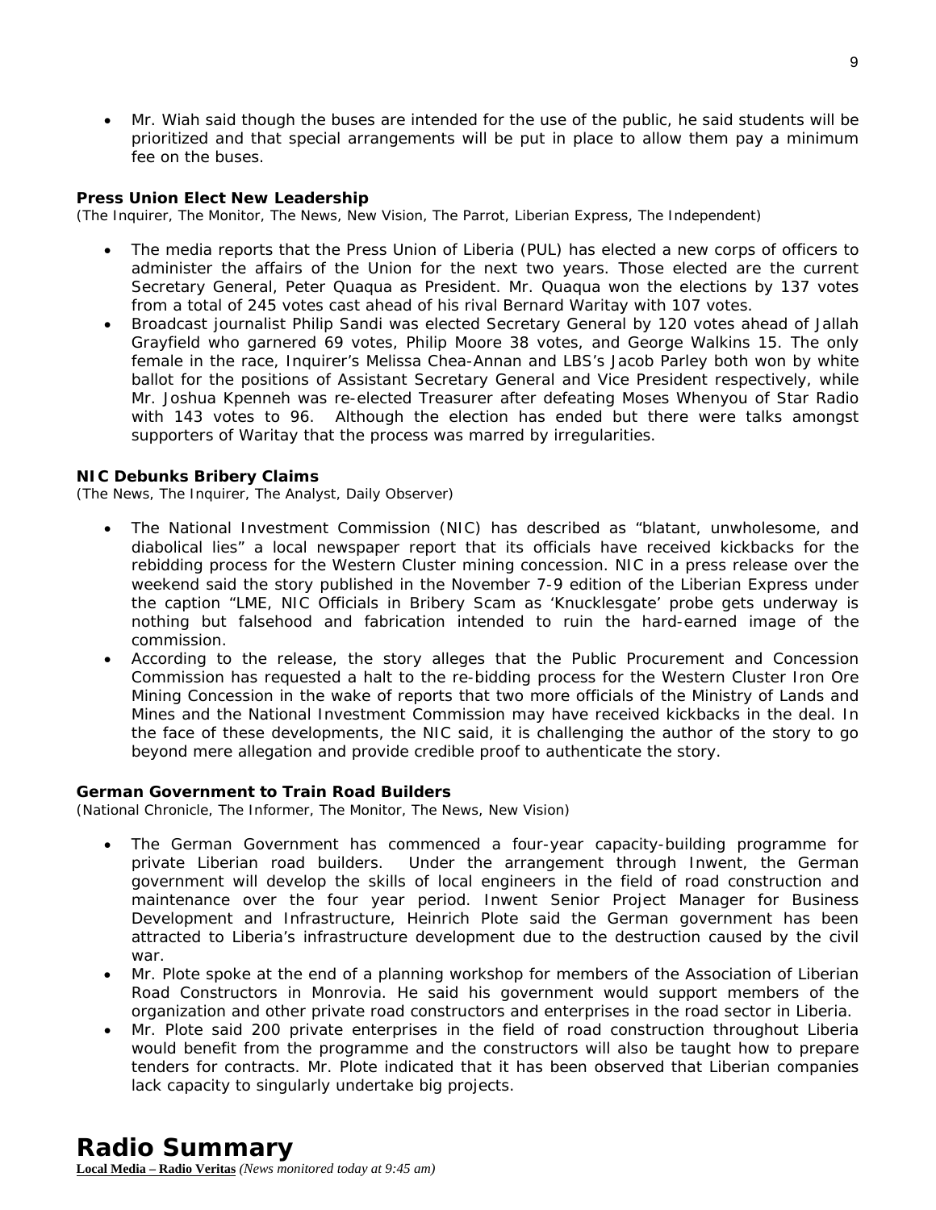- Mr. Wiah said though the buses are intended for the use of the public, he said students will be prioritized and that special arrangements will be put in place to allow them pay a minimum fee on the buses.

**Press Union Elect New Leadership**
*(The Inquirer, The Monitor, The News, New Vision, The Parrot, Liberian Express, The Independent)*

- The media reports that the Press Union of Liberia (PUL) has elected a new corps of officers to administer the affairs of the Union for the next two years. Those elected are the current Secretary General, Peter Quaqua as President. Mr. Quaqua won the elections by 137 votes from a total of 245 votes cast ahead of his rival Bernard Waritay with 107 votes.
- Broadcast journalist Philip Sandi was elected Secretary General by 120 votes ahead of Jallah Grayfield who garnered 69 votes, Philip Moore 38 votes, and George Walkins 15. The only female in the race, Inquirer's Melissa Chea-Annan and LBS's Jacob Parley both won by white ballot for the positions of Assistant Secretary General and Vice President respectively, while Mr. Joshua Kpenneh was re-elected Treasurer after defeating Moses Whenyou of Star Radio with 143 votes to 96. Although the election has ended but there were talks amongst supporters of Waritay that the process was marred by irregularities.

**NIC Debunks Bribery Claims**
*(The News, The Inquirer, The Analyst, Daily Observer)*

- The National Investment Commission (NIC) has described as "blatant, unwholesome, and diabolical lies" a local newspaper report that its officials have received kickbacks for the rebidding process for the Western Cluster mining concession. NIC in a press release over the weekend said the story published in the November 7-9 edition of the Liberian Express under the caption "LME, NIC Officials in Bribery Scam as 'Knucklesgate' probe gets underway is nothing but falsehood and fabrication intended to ruin the hard-earned image of the commission.
- According to the release, the story alleges that the Public Procurement and Concession Commission has requested a halt to the re-bidding process for the Western Cluster Iron Ore Mining Concession in the wake of reports that two more officials of the Ministry of Lands and Mines and the National Investment Commission may have received kickbacks in the deal. In the face of these developments, the NIC said, it is challenging the author of the story to go beyond mere allegation and provide credible proof to authenticate the story.

**German Government to Train Road Builders**
*(National Chronicle, The Informer, The Monitor, The News, New Vision)*

- The German Government has commenced a four-year capacity-building programme for private Liberian road builders. Under the arrangement through Inwent, the German government will develop the skills of local engineers in the field of road construction and maintenance over the four year period. Inwent Senior Project Manager for Business Development and Infrastructure, Heinrich Plote said the German government has been attracted to Liberia's infrastructure development due to the destruction caused by the civil war.
- Mr. Plote spoke at the end of a planning workshop for members of the Association of Liberian Road Constructors in Monrovia. He said his government would support members of the organization and other private road constructors and enterprises in the road sector in Liberia.
- Mr. Plote said 200 private enterprises in the field of road construction throughout Liberia would benefit from the programme and the constructors will also be taught how to prepare tenders for contracts. Mr. Plote indicated that it has been observed that Liberian companies lack capacity to singularly undertake big projects.

# Radio Summary

**Local Media – Radio Veritas** *(News monitored today at 9:45 am)*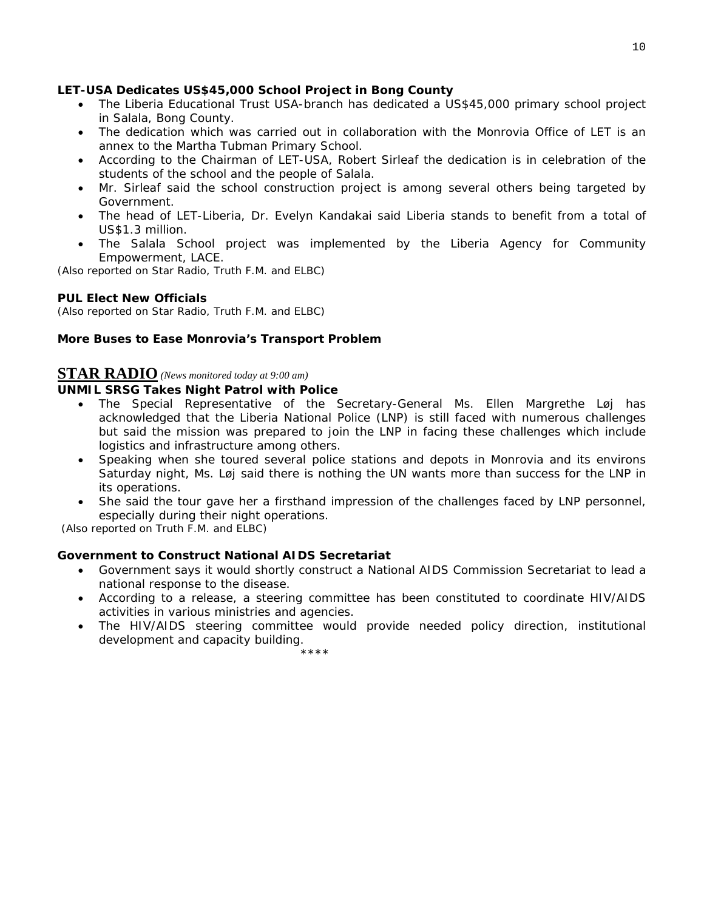**LET-USA Dedicates US$45,000 School Project in Bong County**

- The Liberia Educational Trust USA-branch has dedicated a US$45,000 primary school project in Salala, Bong County.
- The dedication which was carried out in collaboration with the Monrovia Office of LET is an annex to the Martha Tubman Primary School.
- According to the Chairman of LET-USA, Robert Sirleaf the dedication is in celebration of the students of the school and the people of Salala.
- Mr. Sirleaf said the school construction project is among several others being targeted by Government.
- The head of LET-Liberia, Dr. Evelyn Kandakai said Liberia stands to benefit from a total of US$1.3 million.
- The Salala School project was implemented by the Liberia Agency for Community Empowerment, LACE.

*(Also reported on Star Radio, Truth F.M. and ELBC)*

**PUL Elect New Officials**

*(Also reported on Star Radio, Truth F.M. and ELBC)*

**More Buses to Ease Monrovia's Transport Problem**

## STAR RADIO *(News monitored today at 9:00 am)*

**UNMIL SRSG Takes Night Patrol with Police**

- The Special Representative of the Secretary-General Ms. Ellen Margrethe Løj has acknowledged that the Liberia National Police (LNP) is still faced with numerous challenges but said the mission was prepared to join the LNP in facing these challenges which include logistics and infrastructure among others.
- Speaking when she toured several police stations and depots in Monrovia and its environs Saturday night, Ms. Løj said there is nothing the UN wants more than success for the LNP in its operations.
- She said the tour gave her a firsthand impression of the challenges faced by LNP personnel, especially during their night operations.

*(Also reported on Truth F.M. and ELBC)*

**Government to Construct National AIDS Secretariat**

- Government says it would shortly construct a National AIDS Commission Secretariat to lead a national response to the disease.
- According to a release, a steering committee has been constituted to coordinate HIV/AIDS activities in various ministries and agencies.
- The HIV/AIDS steering committee would provide needed policy direction, institutional development and capacity building.

****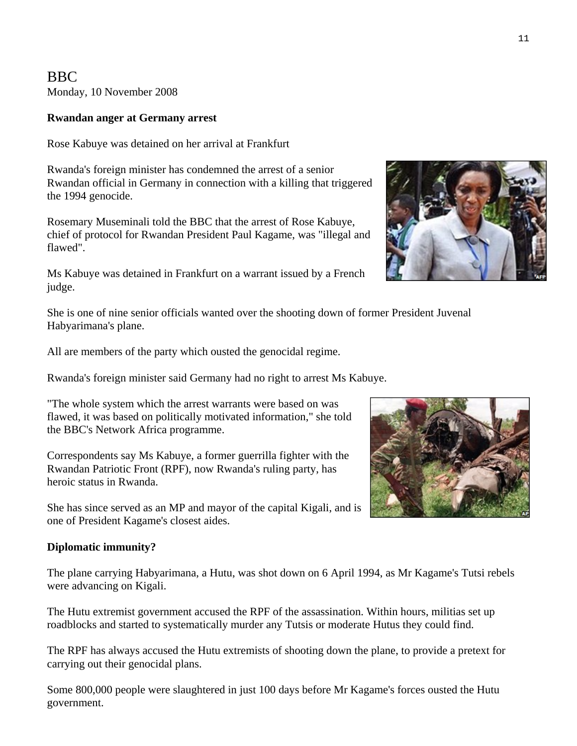# BBC

Monday, 10 November 2008

**Rwandan anger at Germany arrest**

Rose Kabuye was detained on her arrival at Frankfurt

Rwanda's foreign minister has condemned the arrest of a senior Rwandan official in Germany in connection with a killing that triggered the 1994 genocide.

Rosemary Museminali told the BBC that the arrest of Rose Kabuye, chief of protocol for Rwandan President Paul Kagame, was "illegal and flawed".

Ms Kabuye was detained in Frankfurt on a warrant issued by a French judge.

She is one of nine senior officials wanted over the shooting down of former President Juvenal Habyarimana's plane.

All are members of the party which ousted the genocidal regime.

Rwanda's foreign minister said Germany had no right to arrest Ms Kabuye.

"The whole system which the arrest warrants were based on was flawed, it was based on politically motivated information," she told the BBC's Network Africa programme.

Correspondents say Ms Kabuye, a former guerrilla fighter with the Rwandan Patriotic Front (RPF), now Rwanda's ruling party, has heroic status in Rwanda.

She has since served as an MP and mayor of the capital Kigali, and is one of President Kagame's closest aides.

**Diplomatic immunity?**

The plane carrying Habyarimana, a Hutu, was shot down on 6 April 1994, as Mr Kagame's Tutsi rebels were advancing on Kigali.

The Hutu extremist government accused the RPF of the assassination. Within hours, militias set up roadblocks and started to systematically murder any Tutsis or moderate Hutus they could find.

The RPF has always accused the Hutu extremists of shooting down the plane, to provide a pretext for carrying out their genocidal plans.

Some 800,000 people were slaughtered in just 100 days before Mr Kagame's forces ousted the Hutu government.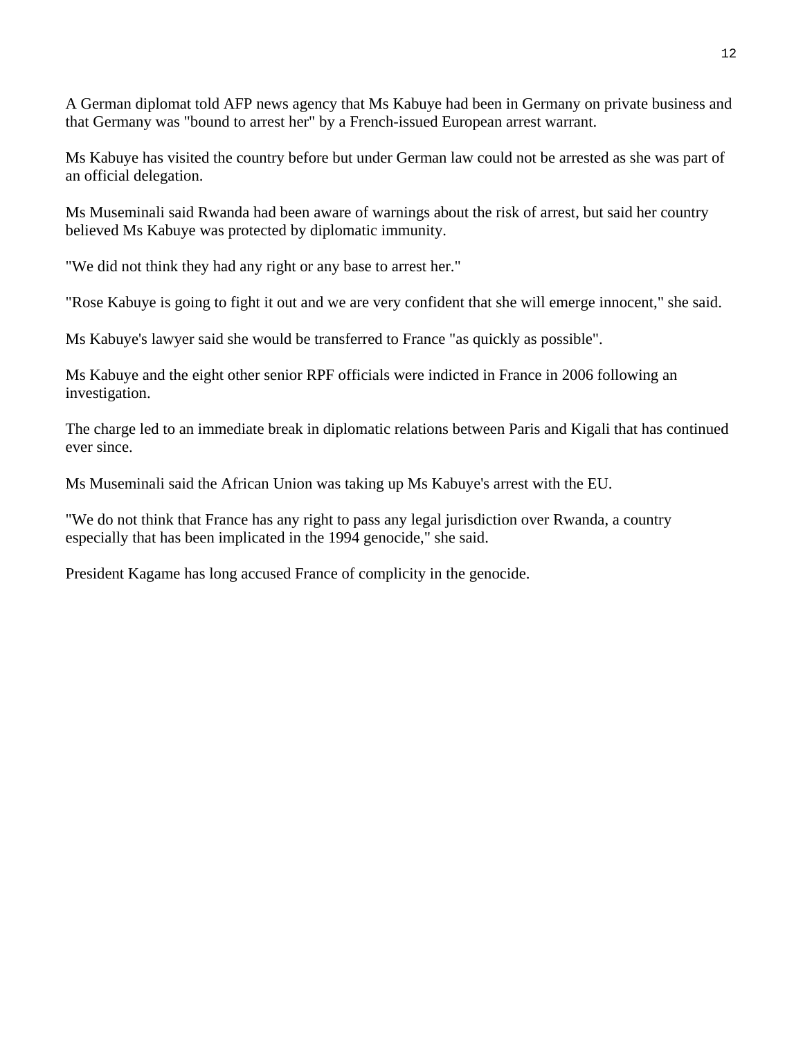A German diplomat told AFP news agency that Ms Kabuye had been in Germany on private business and that Germany was "bound to arrest her" by a French-issued European arrest warrant.

Ms Kabuye has visited the country before but under German law could not be arrested as she was part of an official delegation.

Ms Museminali said Rwanda had been aware of warnings about the risk of arrest, but said her country believed Ms Kabuye was protected by diplomatic immunity.

"We did not think they had any right or any base to arrest her."

"Rose Kabuye is going to fight it out and we are very confident that she will emerge innocent," she said.

Ms Kabuye's lawyer said she would be transferred to France "as quickly as possible".

Ms Kabuye and the eight other senior RPF officials were indicted in France in 2006 following an investigation.

The charge led to an immediate break in diplomatic relations between Paris and Kigali that has continued ever since.

Ms Museminali said the African Union was taking up Ms Kabuye's arrest with the EU.

"We do not think that France has any right to pass any legal jurisdiction over Rwanda, a country especially that has been implicated in the 1994 genocide," she said.

President Kagame has long accused France of complicity in the genocide.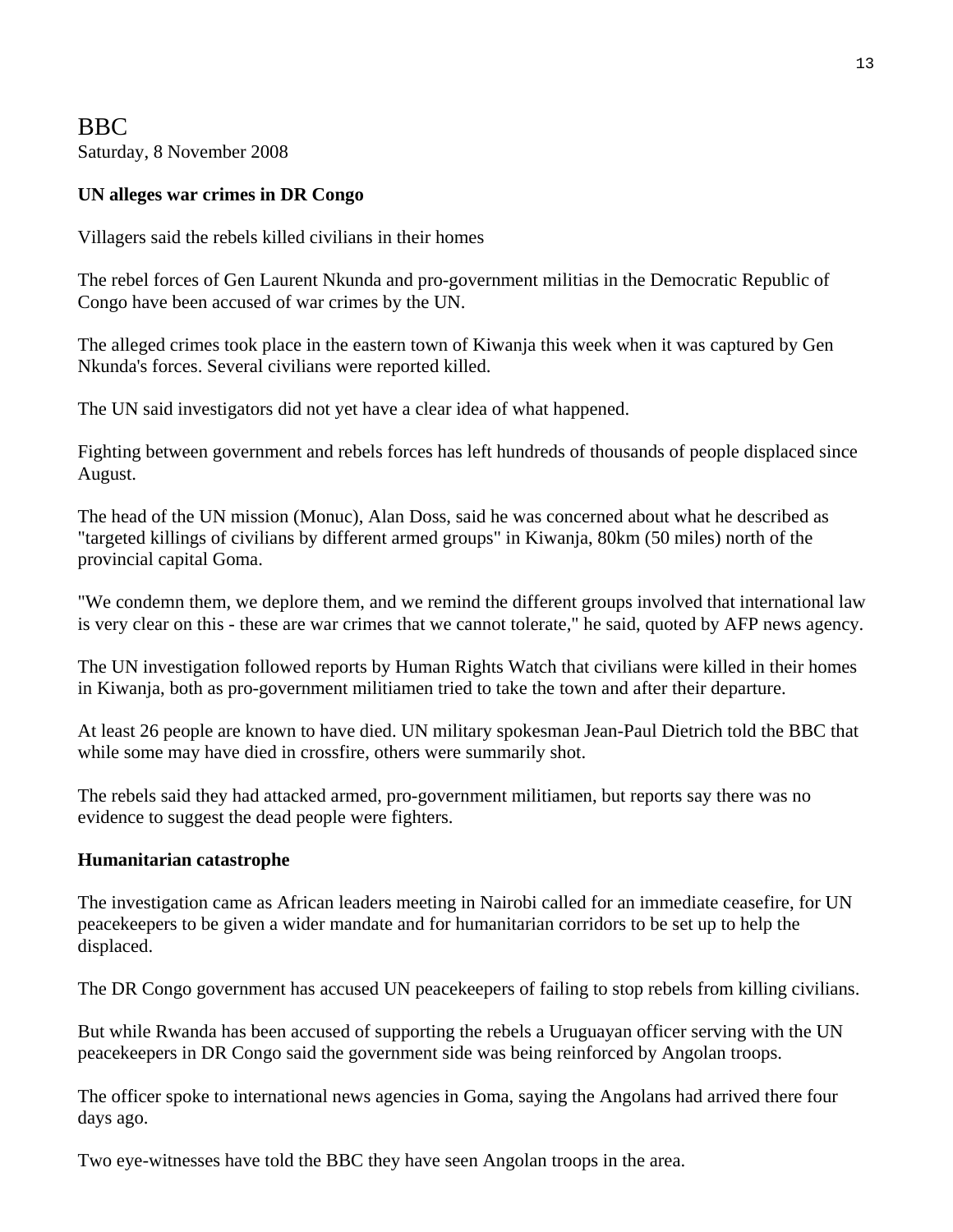BBC
Saturday, 8 November 2008

**UN alleges war crimes in DR Congo**

Villagers said the rebels killed civilians in their homes

The rebel forces of Gen Laurent Nkunda and pro-government militias in the Democratic Republic of Congo have been accused of war crimes by the UN.

The alleged crimes took place in the eastern town of Kiwanja this week when it was captured by Gen Nkunda's forces. Several civilians were reported killed.

The UN said investigators did not yet have a clear idea of what happened.

Fighting between government and rebels forces has left hundreds of thousands of people displaced since August.

The head of the UN mission (Monuc), Alan Doss, said he was concerned about what he described as "targeted killings of civilians by different armed groups" in Kiwanja, 80km (50 miles) north of the provincial capital Goma.

"We condemn them, we deplore them, and we remind the different groups involved that international law is very clear on this - these are war crimes that we cannot tolerate," he said, quoted by AFP news agency.

The UN investigation followed reports by Human Rights Watch that civilians were killed in their homes in Kiwanja, both as pro-government militiamen tried to take the town and after their departure.

At least 26 people are known to have died. UN military spokesman Jean-Paul Dietrich told the BBC that while some may have died in crossfire, others were summarily shot.

The rebels said they had attacked armed, pro-government militiamen, but reports say there was no evidence to suggest the dead people were fighters.

**Humanitarian catastrophe**

The investigation came as African leaders meeting in Nairobi called for an immediate ceasefire, for UN peacekeepers to be given a wider mandate and for humanitarian corridors to be set up to help the displaced.

The DR Congo government has accused UN peacekeepers of failing to stop rebels from killing civilians.

But while Rwanda has been accused of supporting the rebels a Uruguayan officer serving with the UN peacekeepers in DR Congo said the government side was being reinforced by Angolan troops.

The officer spoke to international news agencies in Goma, saying the Angolans had arrived there four days ago.

Two eye-witnesses have told the BBC they have seen Angolan troops in the area.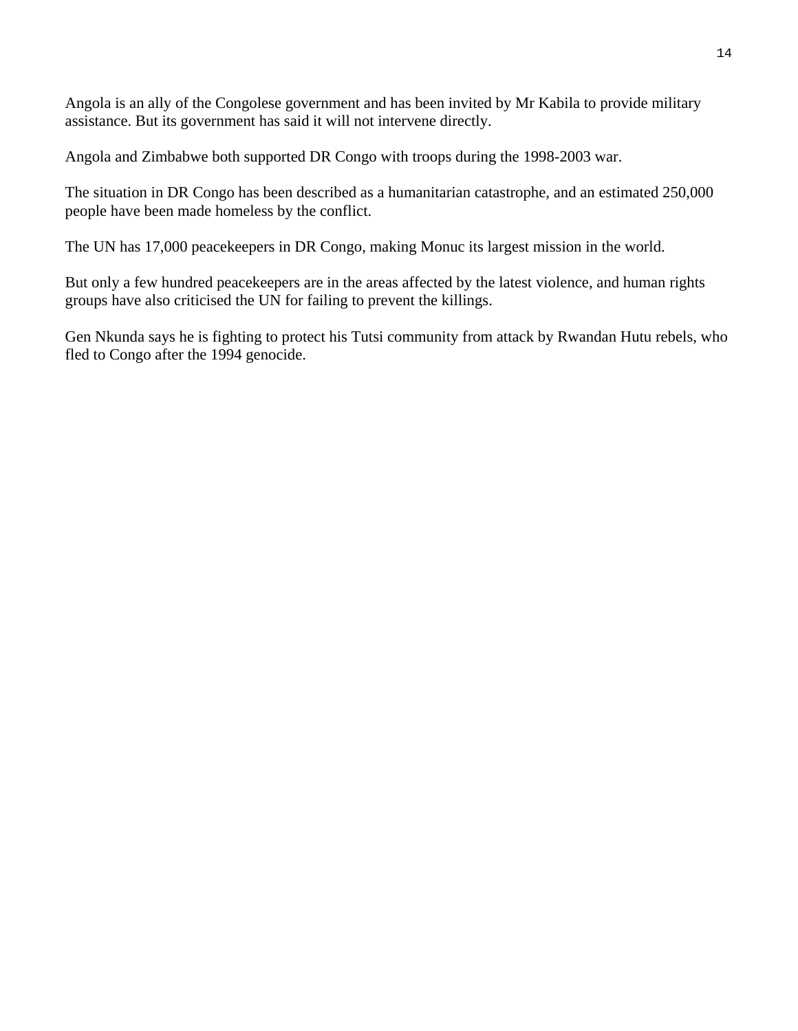Angola is an ally of the Congolese government and has been invited by Mr Kabila to provide military assistance. But its government has said it will not intervene directly.

Angola and Zimbabwe both supported DR Congo with troops during the 1998-2003 war.

The situation in DR Congo has been described as a humanitarian catastrophe, and an estimated 250,000 people have been made homeless by the conflict.

The UN has 17,000 peacekeepers in DR Congo, making Monuc its largest mission in the world.

But only a few hundred peacekeepers are in the areas affected by the latest violence, and human rights groups have also criticised the UN for failing to prevent the killings.

Gen Nkunda says he is fighting to protect his Tutsi community from attack by Rwandan Hutu rebels, who fled to Congo after the 1994 genocide.